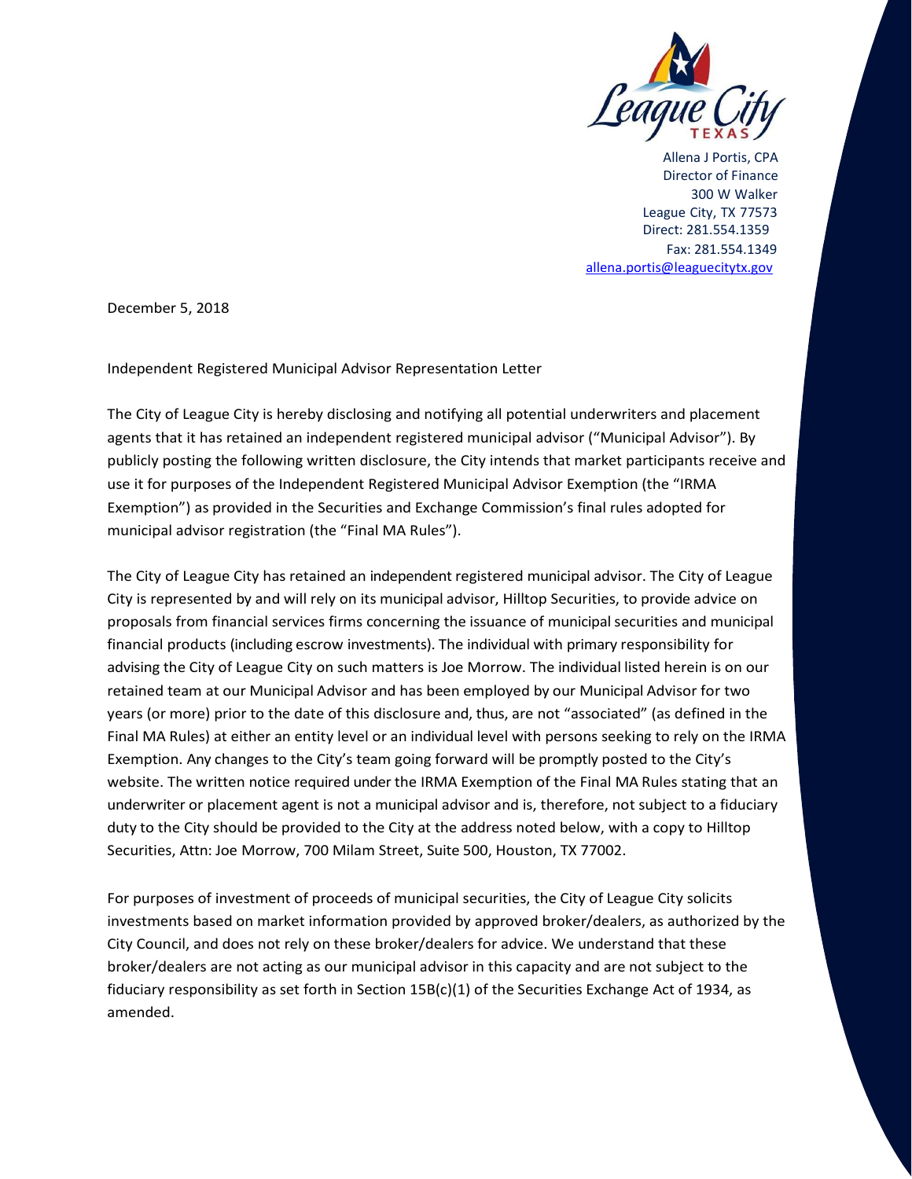League City TEXAS

Allena J Portis, CPA
Director of Finance
300 W Walker
League City, TX 77573
Direct: 281.554.1359
Fax: 281.554.1349
allena.portis@leaguecitytx.gov

December 5, 2018

Independent Registered Municipal Advisor Representation Letter

The City of League City is hereby disclosing and notifying all potential underwriters and placement agents that it has retained an independent registered municipal advisor ("Municipal Advisor"). By publicly posting the following written disclosure, the City intends that market participants receive and use it for purposes of the Independent Registered Municipal Advisor Exemption (the "IRMA Exemption") as provided in the Securities and Exchange Commission's final rules adopted for municipal advisor registration (the "Final MA Rules").

The City of League City has retained an independent registered municipal advisor. The City of League City is represented by and will rely on its municipal advisor, Hilltop Securities, to provide advice on proposals from financial services firms concerning the issuance of municipal securities and municipal financial products (including escrow investments). The individual with primary responsibility for advising the City of League City on such matters is Joe Morrow. The individual listed herein is on our retained team at our Municipal Advisor and has been employed by our Municipal Advisor for two years (or more) prior to the date of this disclosure and, thus, are not "associated" (as defined in the Final MA Rules) at either an entity level or an individual level with persons seeking to rely on the IRMA Exemption. Any changes to the City's team going forward will be promptly posted to the City's website. The written notice required under the IRMA Exemption of the Final MA Rules stating that an underwriter or placement agent is not a municipal advisor and is, therefore, not subject to a fiduciary duty to the City should be provided to the City at the address noted below, with a copy to Hilltop Securities, Attn: Joe Morrow, 700 Milam Street, Suite 500, Houston, TX 77002.

For purposes of investment of proceeds of municipal securities, the City of League City solicits investments based on market information provided by approved broker/dealers, as authorized by the City Council, and does not rely on these broker/dealers for advice. We understand that these broker/dealers are not acting as our municipal advisor in this capacity and are not subject to the fiduciary responsibility as set forth in Section 15B(c)(1) of the Securities Exchange Act of 1934, as amended.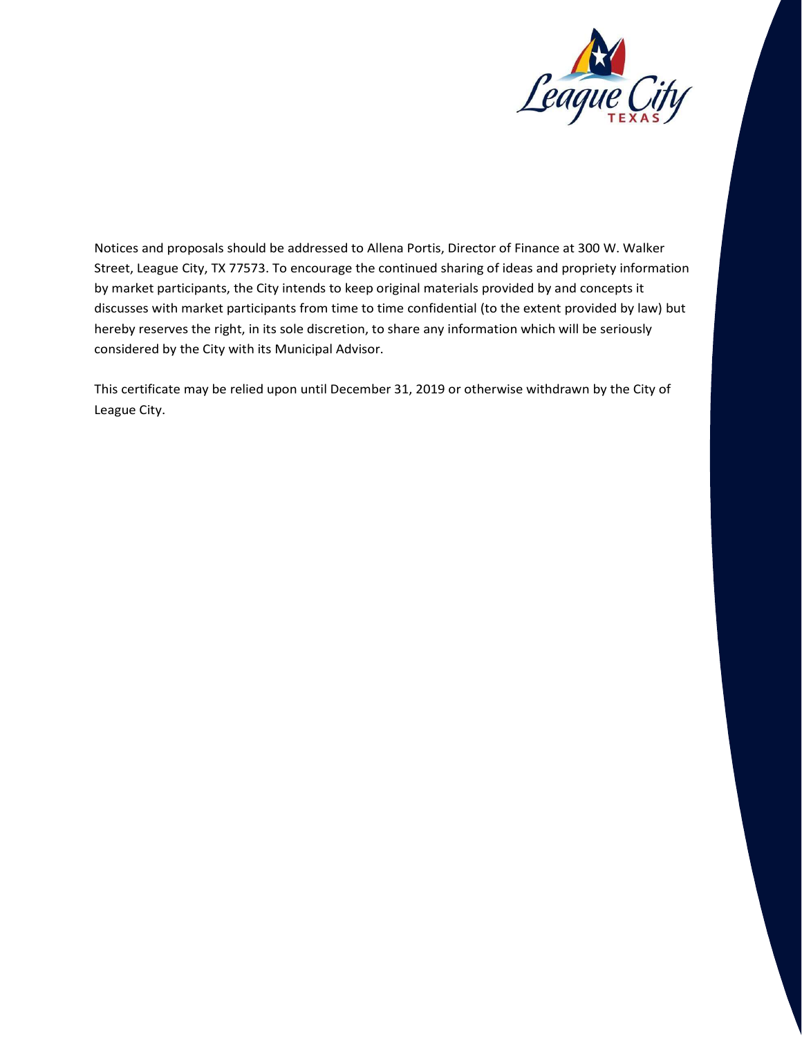Notices and proposals should be addressed to Allena Portis, Director of Finance at 300 W. Walker Street, League City, TX 77573. To encourage the continued sharing of ideas and propriety information by market participants, the City intends to keep original materials provided by and concepts it discusses with market participants from time to time confidential (to the extent provided by law) but hereby reserves the right, in its sole discretion, to share any information which will be seriously considered by the City with its Municipal Advisor.

This certificate may be relied upon until December 31, 2019 or otherwise withdrawn by the City of League City.